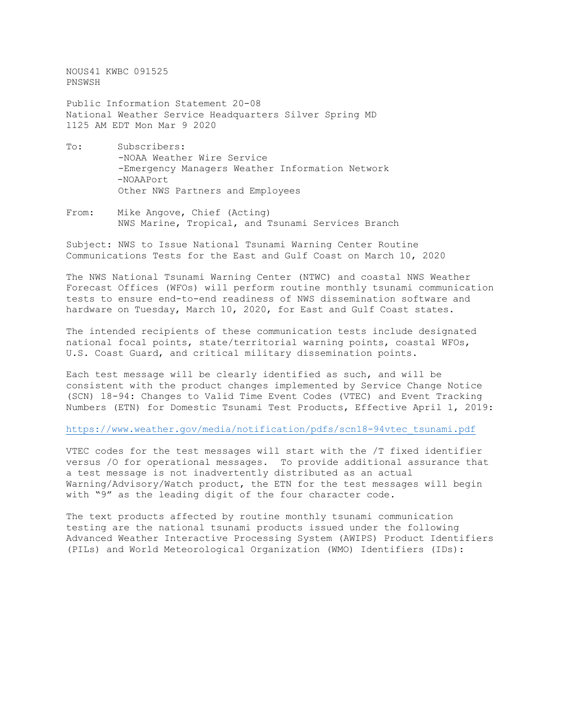NOUS41 KWBC 091525
PNSWSH

Public Information Statement 20-08
National Weather Service Headquarters Silver Spring MD
1125 AM EDT Mon Mar 9 2020

To: Subscribers:
-NOAA Weather Wire Service
-Emergency Managers Weather Information Network
-NOAAPort
Other NWS Partners and Employees

From: Mike Angove, Chief (Acting)
NWS Marine, Tropical, and Tsunami Services Branch

Subject: NWS to Issue National Tsunami Warning Center Routine Communications Tests for the East and Gulf Coast on March 10, 2020

The NWS National Tsunami Warning Center (NTWC) and coastal NWS Weather Forecast Offices (WFOs) will perform routine monthly tsunami communication tests to ensure end-to-end readiness of NWS dissemination software and hardware on Tuesday, March 10, 2020, for East and Gulf Coast states.

The intended recipients of these communication tests include designated national focal points, state/territorial warning points, coastal WFOs, U.S. Coast Guard, and critical military dissemination points.

Each test message will be clearly identified as such, and will be consistent with the product changes implemented by Service Change Notice (SCN) 18-94: Changes to Valid Time Event Codes (VTEC) and Event Tracking Numbers (ETN) for Domestic Tsunami Test Products, Effective April 1, 2019:

https://www.weather.gov/media/notification/pdfs/scn18-94vtec_tsunami.pdf

VTEC codes for the test messages will start with the /T fixed identifier versus /O for operational messages. To provide additional assurance that a test message is not inadvertently distributed as an actual Warning/Advisory/Watch product, the ETN for the test messages will begin with "9" as the leading digit of the four character code.

The text products affected by routine monthly tsunami communication testing are the national tsunami products issued under the following Advanced Weather Interactive Processing System (AWIPS) Product Identifiers (PILs) and World Meteorological Organization (WMO) Identifiers (IDs):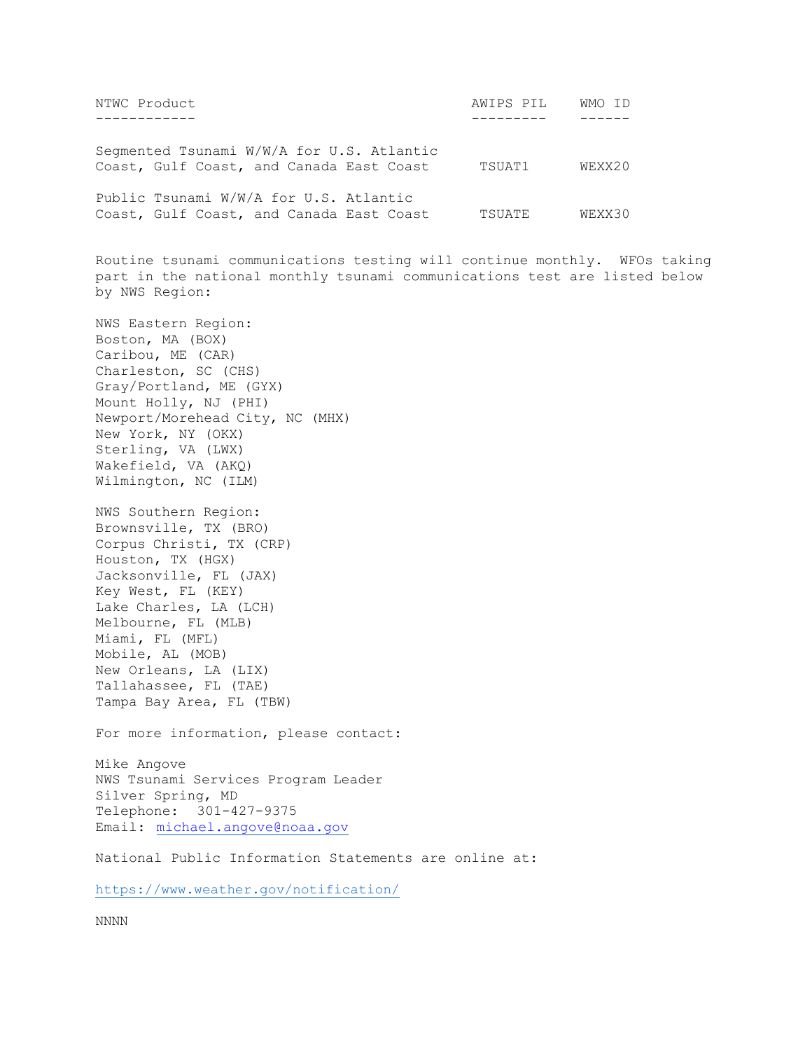| NTWC Product | AWIPS PIL | WMO ID |
|---|---|---|
| Segmented Tsunami W/W/A for U.S. Atlantic Coast, Gulf Coast, and Canada East Coast | TSUAT1 | WEXX20 |
| Public Tsunami W/W/A for U.S. Atlantic Coast, Gulf Coast, and Canada East Coast | TSUATE | WEXX30 |

Routine tsunami communications testing will continue monthly. WFOs taking part in the national monthly tsunami communications test are listed below by NWS Region:

NWS Eastern Region:
Boston, MA (BOX)
Caribou, ME (CAR)
Charleston, SC (CHS)
Gray/Portland, ME (GYX)
Mount Holly, NJ (PHI)
Newport/Morehead City, NC (MHX)
New York, NY (OKX)
Sterling, VA (LWX)
Wakefield, VA (AKQ)
Wilmington, NC (ILM)

NWS Southern Region:
Brownsville, TX (BRO)
Corpus Christi, TX (CRP)
Houston, TX (HGX)
Jacksonville, FL (JAX)
Key West, FL (KEY)
Lake Charles, LA (LCH)
Melbourne, FL (MLB)
Miami, FL (MFL)
Mobile, AL (MOB)
New Orleans, LA (LIX)
Tallahassee, FL (TAE)
Tampa Bay Area, FL (TBW)

For more information, please contact:

Mike Angove
NWS Tsunami Services Program Leader
Silver Spring, MD
Telephone: 301-427-9375
Email: michael.angove@noaa.gov

National Public Information Statements are online at:

https://www.weather.gov/notification/

NNNN